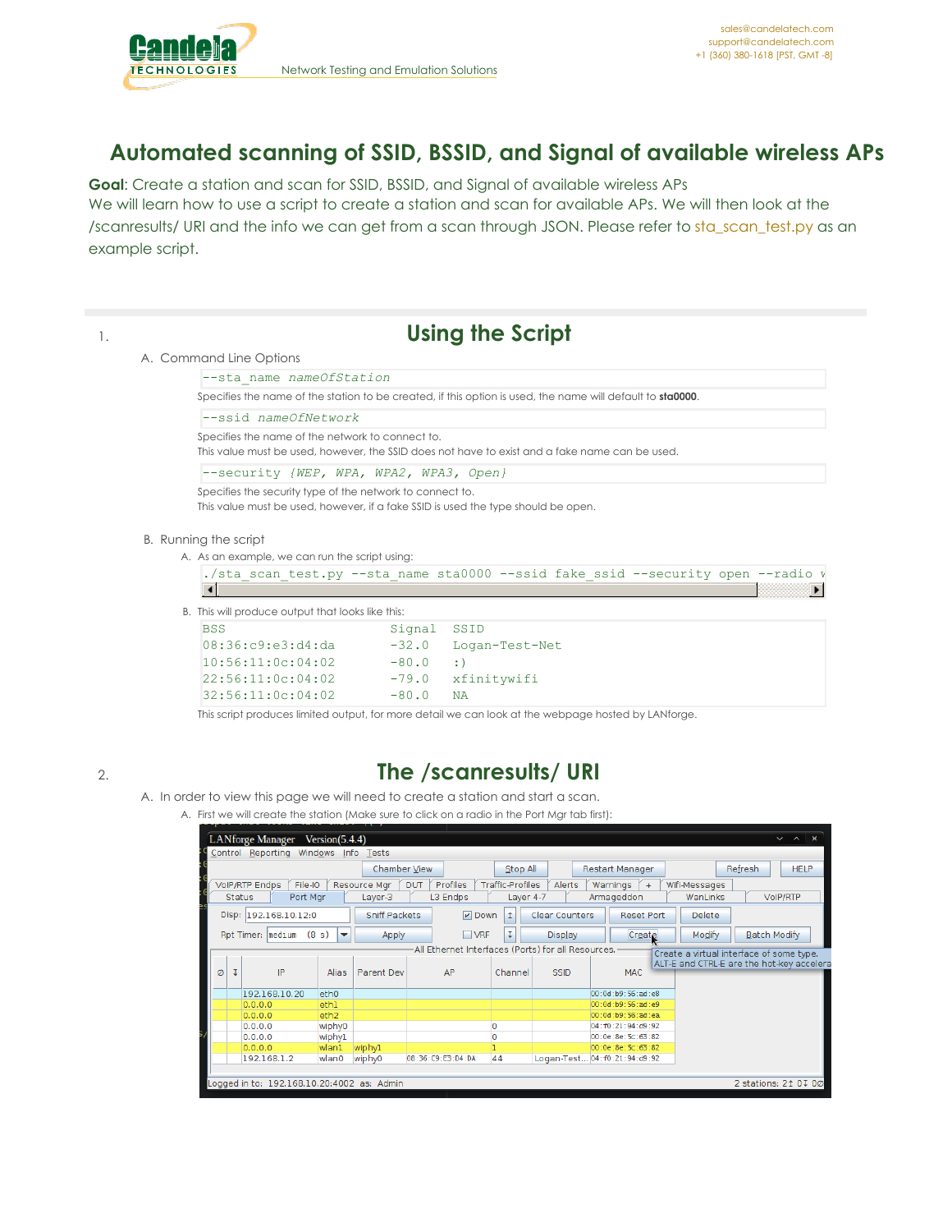# Automated scanning of SSID, BSSID, and Signal of available wireless APs

**Goal**: Create a station and scan for SSID, BSSID, and Signal of available wireless APs

We will learn how to use a script to create a station and scan for available APs. We will then look at the /scanresults/ URI and the info we can get from a scan through JSON. Please refer to sta_scan_test.py as an example script.

1. ## Using the Script

   A. Command Line Options

   ```
   --sta_name nameOfStation
   ```

   Specifies the name of the station to be created, if this option is used, the name will default to **sta0000**.

   ```
   --ssid nameOfNetwork
   ```

   Specifies the name of the network to connect to.
   This value must be used, however, the SSID does not have to exist and a fake name can be used.

   ```
   --security {WEP, WPA, WPA2, WPA3, Open}
   ```

   Specifies the security type of the network to connect to.
   This value must be used, however, if a fake SSID is used the type should be open.

   B. Running the script

   A. As an example, we can run the script using:

   ```
   ./sta_scan_test.py --sta_name sta0000 --ssid fake_ssid --security open --radio w
   ```

   B. This will produce output that looks like this:

   ```
   BSS                  Signal   SSID
   08:36:c9:e3:d4:da    -32.0    Logan-Test-Net
   10:56:11:0c:04:02    -80.0    :)
   22:56:11:0c:04:02    -79.0    xfinitywifi
   32:56:11:0c:04:02    -80.0    NA
   ```

   This script produces limited output, for more detail we can look at the webpage hosted by LANforge.

2. ## The /scanresults/ URI

   A. In order to view this page we will need to create a station and start a scan.

   A. First we will create the station (Make sure to click on a radio in the Port Mgr tab first):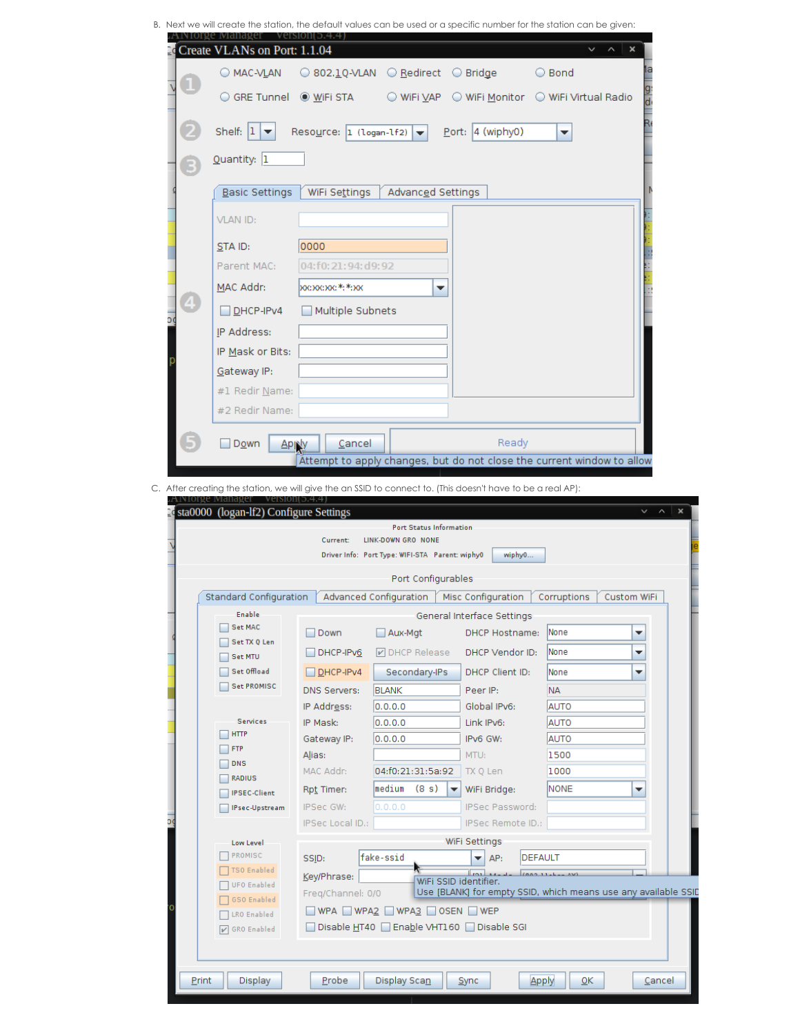B. Next we will create the station, the default values can be used or a specific number for the station can be given:

Create VLANs on Port: 1.1.04

MAC-VLAN | 802.1Q-VLAN | Redirect | Bridge | Bond
GRE Tunnel | WiFi STA | WiFi VAP | WiFi Monitor | WiFi Virtual Radio

Shelf: 1 Resource: 1 (logan-lf2) Port: 4 (wiphy0)

Quantity: 1

Basic Settings | WiFi Settings | Advanced Settings

VLAN ID:
STA ID: 0000
Parent MAC: 04:f0:21:94:d9:92
MAC Addr: xx:xx:xx:*:*:xx
DHCP-IPv4 | Multiple Subnets
IP Address:
IP Mask or Bits:
Gateway IP:
#1 Redir Name:
#2 Redir Name:

Down | Apply | Cancel | Ready

Attempt to apply changes, but do not close the current window to allow

C. After creating the station, we will give the an SSID to connect to. (This doesn't have to be a real AP):

sta0000 (logan-lf2) Configure Settings

Port Status Information
Current: LINK-DOWN GRO NONE
Driver Info: Port Type: WIFI-STA Parent: wiphy0 wiphy0...

Port Configurables

Standard Configuration | Advanced Configuration | Misc Configuration | Corruptions | Custom WiFi

Enable: Set MAC, Set TX Q Len, Set MTU, Set Offload, Set PROMISC

Services: HTTP, FTP, DNS, RADIUS, IPSEC-Client, IPsec-Upstream

Low Level: PROMISC, TSO Enabled, UFO Enabled, GSO Enabled, LRO Enabled, GRO Enabled

General Interface Settings

Down | Aux-Mgt | DHCP Hostname: None
DHCP-IPv6 | DHCP Release | DHCP Vendor ID: None
DHCP-IPv4 | Secondary-IPs | DHCP Client ID: None
DNS Servers: BLANK | Peer IP: NA
IP Address: 0.0.0.0 | Global IPv6: AUTO
IP Mask: 0.0.0.0 | Link IPv6: AUTO
Gateway IP: 0.0.0.0 | IPv6 GW: AUTO
Alias: | MTU: 1500
MAC Addr: 04:f0:21:31:5a:92 | TX Q Len: 1000
Rpt Timer: medium (8 s) | WiFi Bridge: NONE
IPSec GW: 0.0.0.0 | IPSec Password:
IPSec Local ID.: | IPSec Remote ID.:

WiFi Settings

SSID: fake-ssid | AP: DEFAULT
Key/Phrase:
Freq/Channel: 0/0

WiFi SSID identifier.
Use [BLANK] for empty SSID, which means use any available SSID

WPA | WPA2 | WPA3 | OSEN | WEP
Disable HT40 | Enable VHT160 | Disable SGI

Print | Display | Probe | Display Scan | Sync | Apply | OK | Cancel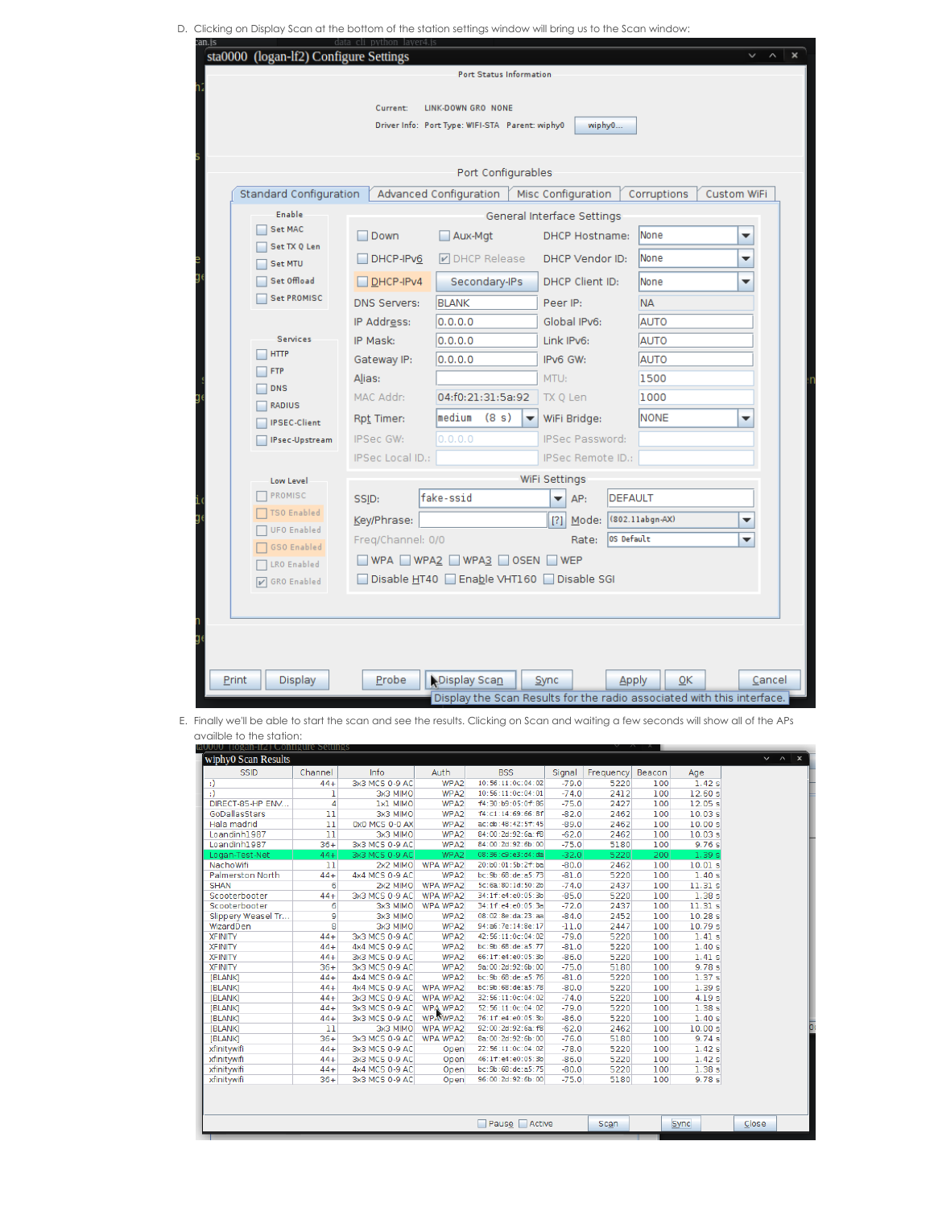D. Clicking on Display Scan at the bottom of the station settings window will bring us to the Scan window:

E. Finally we'll be able to start the scan and see the results. Clicking on Scan and waiting a few seconds will show all of the APs availble to the station: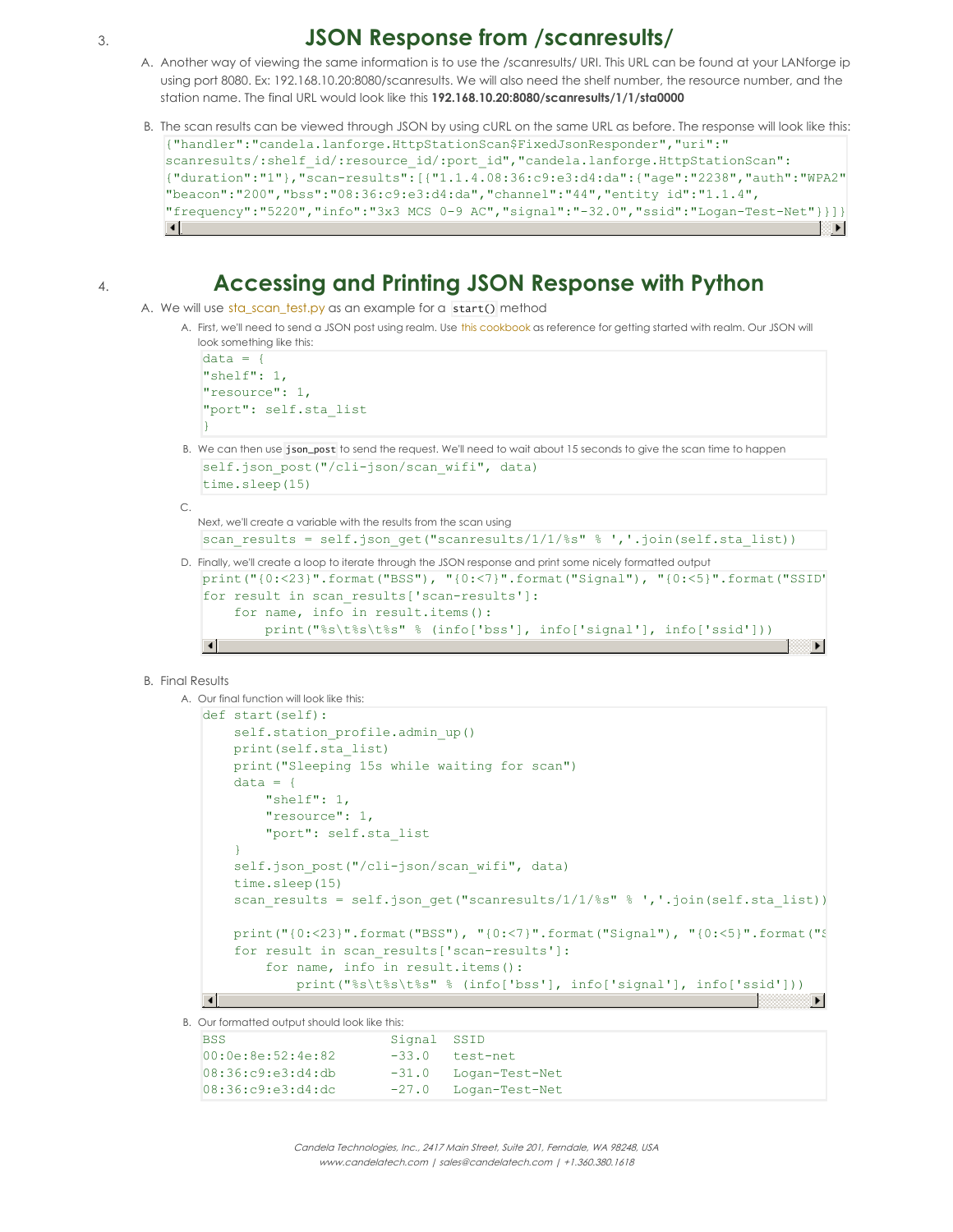## 3. JSON Response from /scanresults/

A. Another way of viewing the same information is to use the /scanresults/ URI. This URL can be found at your LANforge ip using port 8080. Ex: 192.168.10.20:8080/scanresults. We will also need the shelf number, the resource number, and the station name. The final URL would look like this **192.168.10.20:8080/scanresults/1/1/sta0000**

B. The scan results can be viewed through JSON by using cURL on the same URL as before. The response will look like this:

```
{"handler":"candela.lanforge.HttpStationScan$FixedJsonResponder","uri":"
scanresults/:shelf_id/:resource_id/:port_id","candela.lanforge.HttpStationScan":
{"duration":"1"},"scan-results":[{"1.1.4.08:36:c9:e3:d4:da":{"age":"2238","auth":"WPA2"
"beacon":"200","bss":"08:36:c9:e3:d4:da","channel":"44","entity id":"1.1.4",
"frequency":"5220","info":"3x3 MCS 0-9 AC","signal":"-32.0","ssid":"Logan-Test-Net"}}]}
```

## 4. Accessing and Printing JSON Response with Python

A. We will use sta_scan_test.py as an example for a `start()` method

   A. First, we'll need to send a JSON post using realm. Use this cookbook as reference for getting started with realm. Our JSON will look something like this:

   ```
   data = {
   "shelf": 1,
   "resource": 1,
   "port": self.sta_list
   }
   ```

   B. We can then use `json_post` to send the request. We'll need to wait about 15 seconds to give the scan time to happen

   ```
   self.json_post("/cli-json/scan_wifi", data)
   time.sleep(15)
   ```

   C. Next, we'll create a variable with the results from the scan using

   ```
   scan_results = self.json_get("scanresults/1/1/%s" % ','.join(self.sta_list))
   ```

   D. Finally, we'll create a loop to iterate through the JSON response and print some nicely formatted output

   ```
   print("{0:<23}".format("BSS"), "{0:<7}".format("Signal"), "{0:<5}".format("SSID'
   for result in scan_results['scan-results']:
       for name, info in result.items():
           print("%s\t%s\t%s" % (info['bss'], info['signal'], info['ssid']))
   ```

B. Final Results

   A. Our final function will look like this:

   ```
   def start(self):
       self.station_profile.admin_up()
       print(self.sta_list)
       print("Sleeping 15s while waiting for scan")
       data = {
           "shelf": 1,
           "resource": 1,
           "port": self.sta_list
       }
       self.json_post("/cli-json/scan_wifi", data)
       time.sleep(15)
       scan_results = self.json_get("scanresults/1/1/%s" % ','.join(self.sta_list))

       print("{0:<23}".format("BSS"), "{0:<7}".format("Signal"), "{0:<5}".format("S
       for result in scan_results['scan-results']:
           for name, info in result.items():
               print("%s\t%s\t%s" % (info['bss'], info['signal'], info['ssid']))
   ```

   B. Our formatted output should look like this:

   ```
   BSS                     Signal  SSID
   00:0e:8e:52:4e:82       -33.0   test-net
   08:36:c9:e3:d4:db       -31.0   Logan-Test-Net
   08:36:c9:e3:d4:dc       -27.0   Logan-Test-Net
   ```